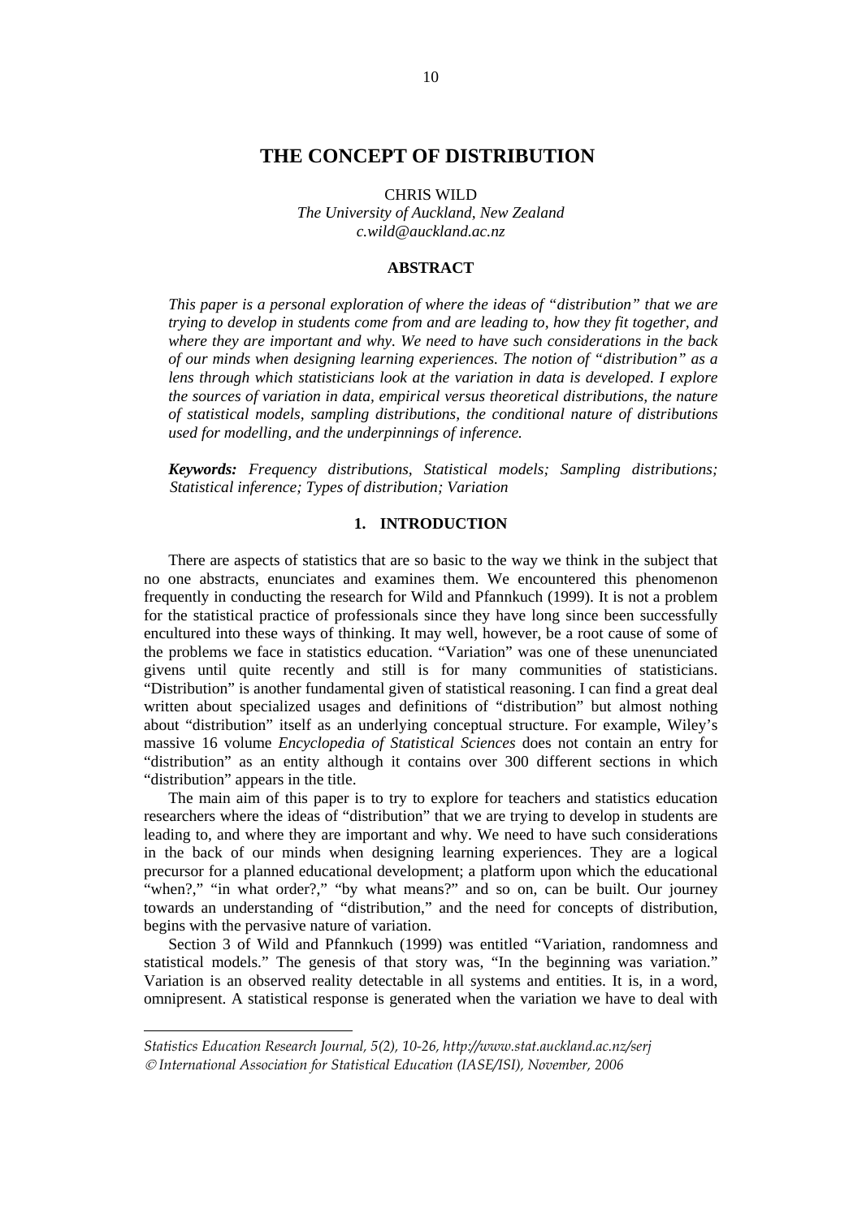# THE CONCEPT OF DISTRIBUTION

CHRIS WILD
*The University of Auckland, New Zealand*
*c.wild@auckland.ac.nz*

## ABSTRACT

*This paper is a personal exploration of where the ideas of "distribution" that we are trying to develop in students come from and are leading to, how they fit together, and where they are important and why. We need to have such considerations in the back of our minds when designing learning experiences. The notion of "distribution" as a lens through which statisticians look at the variation in data is developed. I explore the sources of variation in data, empirical versus theoretical distributions, the nature of statistical models, sampling distributions, the conditional nature of distributions used for modelling, and the underpinnings of inference.*

***Keywords:*** *Frequency distributions, Statistical models; Sampling distributions; Statistical inference; Types of distribution; Variation*

## 1. INTRODUCTION

There are aspects of statistics that are so basic to the way we think in the subject that no one abstracts, enunciates and examines them. We encountered this phenomenon frequently in conducting the research for Wild and Pfannkuch (1999). It is not a problem for the statistical practice of professionals since they have long since been successfully encultured into these ways of thinking. It may well, however, be a root cause of some of the problems we face in statistics education. "Variation" was one of these unenunciated givens until quite recently and still is for many communities of statisticians. "Distribution" is another fundamental given of statistical reasoning. I can find a great deal written about specialized usages and definitions of "distribution" but almost nothing about "distribution" itself as an underlying conceptual structure. For example, Wiley's massive 16 volume *Encyclopedia of Statistical Sciences* does not contain an entry for "distribution" as an entity although it contains over 300 different sections in which "distribution" appears in the title.

The main aim of this paper is to try to explore for teachers and statistics education researchers where the ideas of "distribution" that we are trying to develop in students are leading to, and where they are important and why. We need to have such considerations in the back of our minds when designing learning experiences. They are a logical precursor for a planned educational development; a platform upon which the educational "when?," "in what order?," "by what means?" and so on, can be built. Our journey towards an understanding of "distribution," and the need for concepts of distribution, begins with the pervasive nature of variation.

Section 3 of Wild and Pfannkuch (1999) was entitled "Variation, randomness and statistical models." The genesis of that story was, "In the beginning was variation." Variation is an observed reality detectable in all systems and entities. It is, in a word, omnipresent. A statistical response is generated when the variation we have to deal with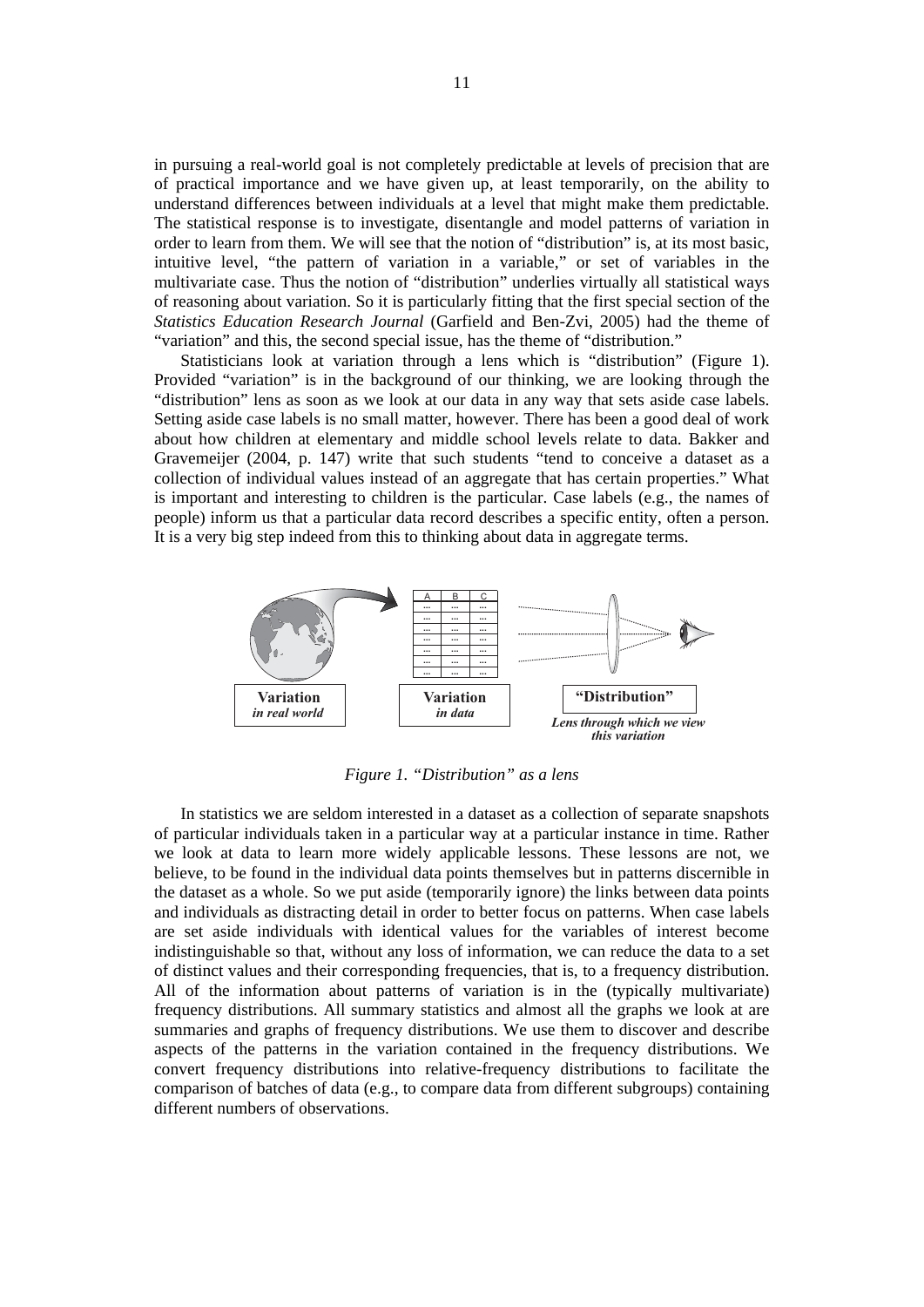in pursuing a real-world goal is not completely predictable at levels of precision that are of practical importance and we have given up, at least temporarily, on the ability to understand differences between individuals at a level that might make them predictable. The statistical response is to investigate, disentangle and model patterns of variation in order to learn from them. We will see that the notion of "distribution" is, at its most basic, intuitive level, "the pattern of variation in a variable," or set of variables in the multivariate case. Thus the notion of "distribution" underlies virtually all statistical ways of reasoning about variation. So it is particularly fitting that the first special section of the *Statistics Education Research Journal* (Garfield and Ben-Zvi, 2005) had the theme of "variation" and this, the second special issue, has the theme of "distribution."

Statisticians look at variation through a lens which is "distribution" (Figure 1). Provided "variation" is in the background of our thinking, we are looking through the "distribution" lens as soon as we look at our data in any way that sets aside case labels. Setting aside case labels is no small matter, however. There has been a good deal of work about how children at elementary and middle school levels relate to data. Bakker and Gravemeijer (2004, p. 147) write that such students "tend to conceive a dataset as a collection of individual values instead of an aggregate that has certain properties." What is important and interesting to children is the particular. Case labels (e.g., the names of people) inform us that a particular data record describes a specific entity, often a person. It is a very big step indeed from this to thinking about data in aggregate terms.

*Figure 1. "Distribution" as a lens*

In statistics we are seldom interested in a dataset as a collection of separate snapshots of particular individuals taken in a particular way at a particular instance in time. Rather we look at data to learn more widely applicable lessons. These lessons are not, we believe, to be found in the individual data points themselves but in patterns discernible in the dataset as a whole. So we put aside (temporarily ignore) the links between data points and individuals as distracting detail in order to better focus on patterns. When case labels are set aside individuals with identical values for the variables of interest become indistinguishable so that, without any loss of information, we can reduce the data to a set of distinct values and their corresponding frequencies, that is, to a frequency distribution. All of the information about patterns of variation is in the (typically multivariate) frequency distributions. All summary statistics and almost all the graphs we look at are summaries and graphs of frequency distributions. We use them to discover and describe aspects of the patterns in the variation contained in the frequency distributions. We convert frequency distributions into relative-frequency distributions to facilitate the comparison of batches of data (e.g., to compare data from different subgroups) containing different numbers of observations.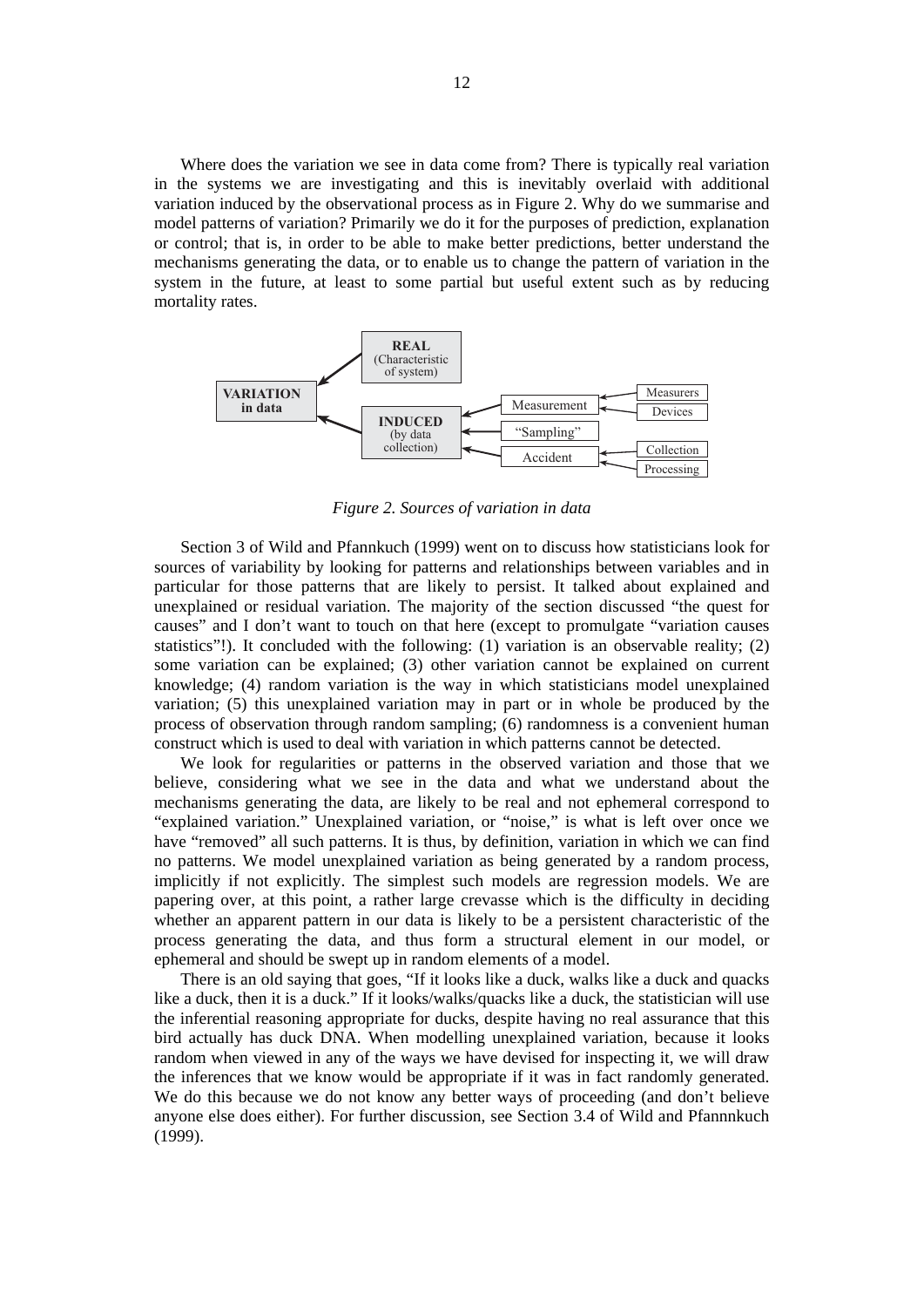Where does the variation we see in data come from? There is typically real variation in the systems we are investigating and this is inevitably overlaid with additional variation induced by the observational process as in Figure 2. Why do we summarise and model patterns of variation? Primarily we do it for the purposes of prediction, explanation or control; that is, in order to be able to make better predictions, better understand the mechanisms generating the data, or to enable us to change the pattern of variation in the system in the future, at least to some partial but useful extent such as by reducing mortality rates.

*Figure 2. Sources of variation in data*

Section 3 of Wild and Pfannkuch (1999) went on to discuss how statisticians look for sources of variability by looking for patterns and relationships between variables and in particular for those patterns that are likely to persist. It talked about explained and unexplained or residual variation. The majority of the section discussed "the quest for causes" and I don't want to touch on that here (except to promulgate "variation causes statistics"!). It concluded with the following: (1) variation is an observable reality; (2) some variation can be explained; (3) other variation cannot be explained on current knowledge; (4) random variation is the way in which statisticians model unexplained variation; (5) this unexplained variation may in part or in whole be produced by the process of observation through random sampling; (6) randomness is a convenient human construct which is used to deal with variation in which patterns cannot be detected.

We look for regularities or patterns in the observed variation and those that we believe, considering what we see in the data and what we understand about the mechanisms generating the data, are likely to be real and not ephemeral correspond to "explained variation." Unexplained variation, or "noise," is what is left over once we have "removed" all such patterns. It is thus, by definition, variation in which we can find no patterns. We model unexplained variation as being generated by a random process, implicitly if not explicitly. The simplest such models are regression models. We are papering over, at this point, a rather large crevasse which is the difficulty in deciding whether an apparent pattern in our data is likely to be a persistent characteristic of the process generating the data, and thus form a structural element in our model, or ephemeral and should be swept up in random elements of a model.

There is an old saying that goes, "If it looks like a duck, walks like a duck and quacks like a duck, then it is a duck." If it looks/walks/quacks like a duck, the statistician will use the inferential reasoning appropriate for ducks, despite having no real assurance that this bird actually has duck DNA. When modelling unexplained variation, because it looks random when viewed in any of the ways we have devised for inspecting it, we will draw the inferences that we know would be appropriate if it was in fact randomly generated. We do this because we do not know any better ways of proceeding (and don't believe anyone else does either). For further discussion, see Section 3.4 of Wild and Pfannnkuch (1999).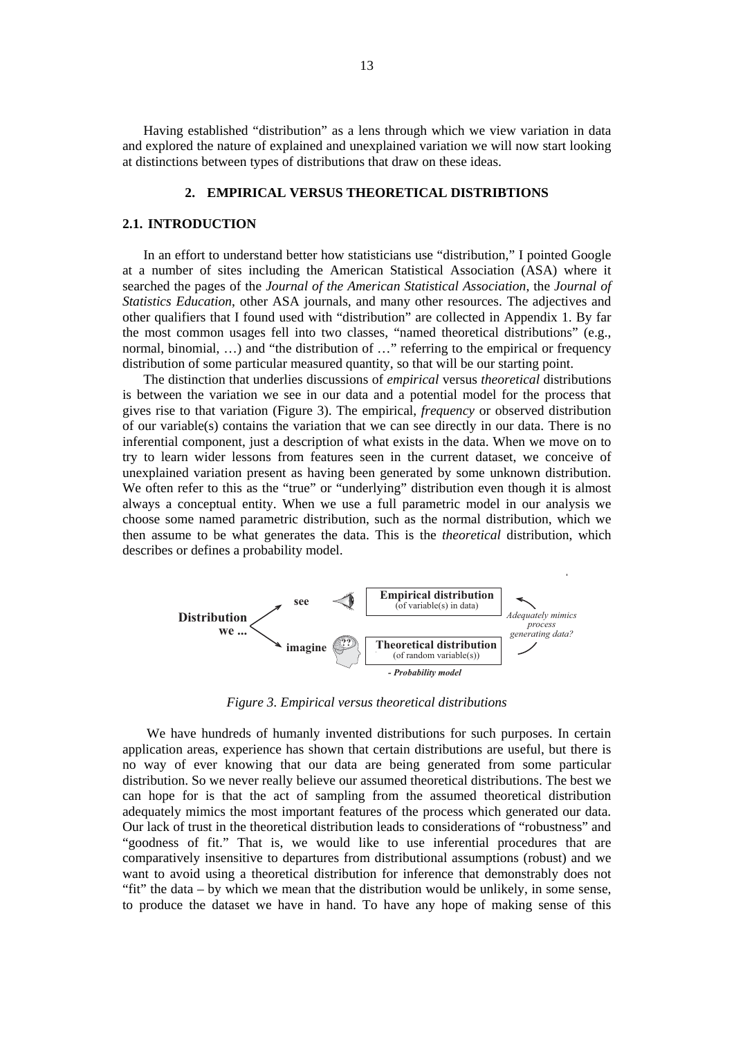Having established "distribution" as a lens through which we view variation in data and explored the nature of explained and unexplained variation we will now start looking at distinctions between types of distributions that draw on these ideas.

## 2. EMPIRICAL VERSUS THEORETICAL DISTRIBTIONS

### 2.1. INTRODUCTION

In an effort to understand better how statisticians use "distribution," I pointed Google at a number of sites including the American Statistical Association (ASA) where it searched the pages of the *Journal of the American Statistical Association*, the *Journal of Statistics Education*, other ASA journals, and many other resources. The adjectives and other qualifiers that I found used with "distribution" are collected in Appendix 1. By far the most common usages fell into two classes, "named theoretical distributions" (e.g., normal, binomial, …) and "the distribution of …" referring to the empirical or frequency distribution of some particular measured quantity, so that will be our starting point.

The distinction that underlies discussions of *empirical* versus *theoretical* distributions is between the variation we see in our data and a potential model for the process that gives rise to that variation (Figure 3). The empirical, *frequency* or observed distribution of our variable(s) contains the variation that we can see directly in our data. There is no inferential component, just a description of what exists in the data. When we move on to try to learn wider lessons from features seen in the current dataset, we conceive of unexplained variation present as having been generated by some unknown distribution. We often refer to this as the "true" or "underlying" distribution even though it is almost always a conceptual entity. When we use a full parametric model in our analysis we choose some named parametric distribution, such as the normal distribution, which we then assume to be what generates the data. This is the *theoretical* distribution, which describes or defines a probability model.

*Figure 3. Empirical versus theoretical distributions*

We have hundreds of humanly invented distributions for such purposes. In certain application areas, experience has shown that certain distributions are useful, but there is no way of ever knowing that our data are being generated from some particular distribution. So we never really believe our assumed theoretical distributions. The best we can hope for is that the act of sampling from the assumed theoretical distribution adequately mimics the most important features of the process which generated our data. Our lack of trust in the theoretical distribution leads to considerations of "robustness" and "goodness of fit." That is, we would like to use inferential procedures that are comparatively insensitive to departures from distributional assumptions (robust) and we want to avoid using a theoretical distribution for inference that demonstrably does not "fit" the data – by which we mean that the distribution would be unlikely, in some sense, to produce the dataset we have in hand. To have any hope of making sense of this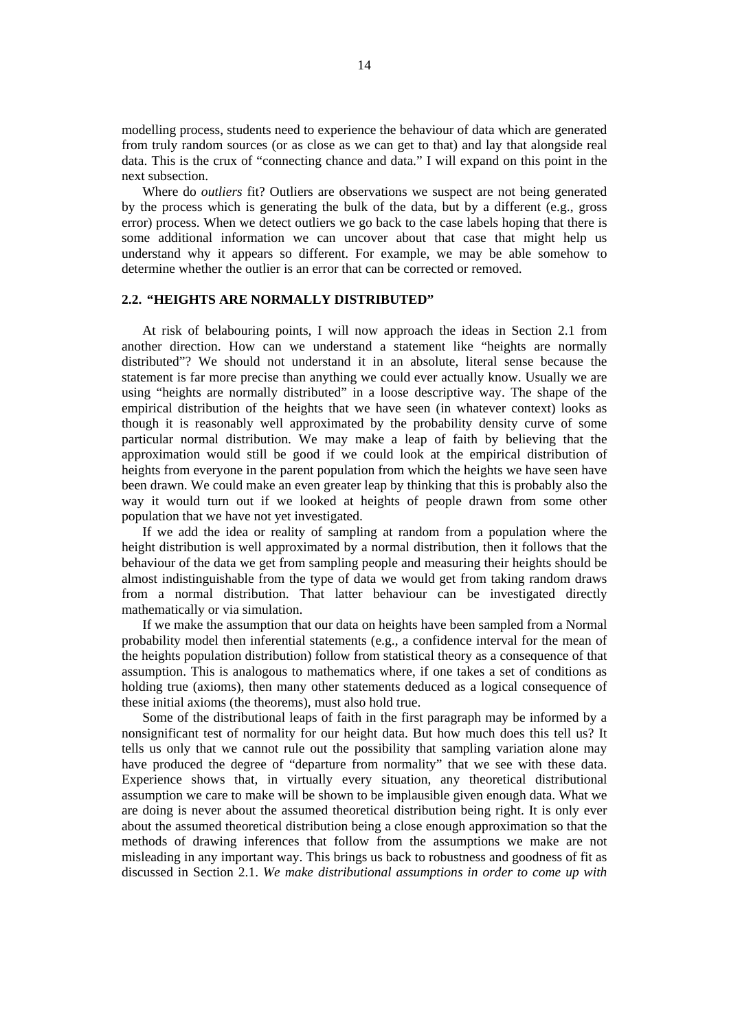modelling process, students need to experience the behaviour of data which are generated from truly random sources (or as close as we can get to that) and lay that alongside real data. This is the crux of "connecting chance and data." I will expand on this point in the next subsection.

Where do *outliers* fit? Outliers are observations we suspect are not being generated by the process which is generating the bulk of the data, but by a different (e.g., gross error) process. When we detect outliers we go back to the case labels hoping that there is some additional information we can uncover about that case that might help us understand why it appears so different. For example, we may be able somehow to determine whether the outlier is an error that can be corrected or removed.

### 2.2. "HEIGHTS ARE NORMALLY DISTRIBUTED"

At risk of belabouring points, I will now approach the ideas in Section 2.1 from another direction. How can we understand a statement like "heights are normally distributed"? We should not understand it in an absolute, literal sense because the statement is far more precise than anything we could ever actually know. Usually we are using "heights are normally distributed" in a loose descriptive way. The shape of the empirical distribution of the heights that we have seen (in whatever context) looks as though it is reasonably well approximated by the probability density curve of some particular normal distribution. We may make a leap of faith by believing that the approximation would still be good if we could look at the empirical distribution of heights from everyone in the parent population from which the heights we have seen have been drawn. We could make an even greater leap by thinking that this is probably also the way it would turn out if we looked at heights of people drawn from some other population that we have not yet investigated.

If we add the idea or reality of sampling at random from a population where the height distribution is well approximated by a normal distribution, then it follows that the behaviour of the data we get from sampling people and measuring their heights should be almost indistinguishable from the type of data we would get from taking random draws from a normal distribution. That latter behaviour can be investigated directly mathematically or via simulation.

If we make the assumption that our data on heights have been sampled from a Normal probability model then inferential statements (e.g., a confidence interval for the mean of the heights population distribution) follow from statistical theory as a consequence of that assumption. This is analogous to mathematics where, if one takes a set of conditions as holding true (axioms), then many other statements deduced as a logical consequence of these initial axioms (the theorems), must also hold true.

Some of the distributional leaps of faith in the first paragraph may be informed by a nonsignificant test of normality for our height data. But how much does this tell us? It tells us only that we cannot rule out the possibility that sampling variation alone may have produced the degree of "departure from normality" that we see with these data. Experience shows that, in virtually every situation, any theoretical distributional assumption we care to make will be shown to be implausible given enough data. What we are doing is never about the assumed theoretical distribution being right. It is only ever about the assumed theoretical distribution being a close enough approximation so that the methods of drawing inferences that follow from the assumptions we make are not misleading in any important way. This brings us back to robustness and goodness of fit as discussed in Section 2.1. *We make distributional assumptions in order to come up with*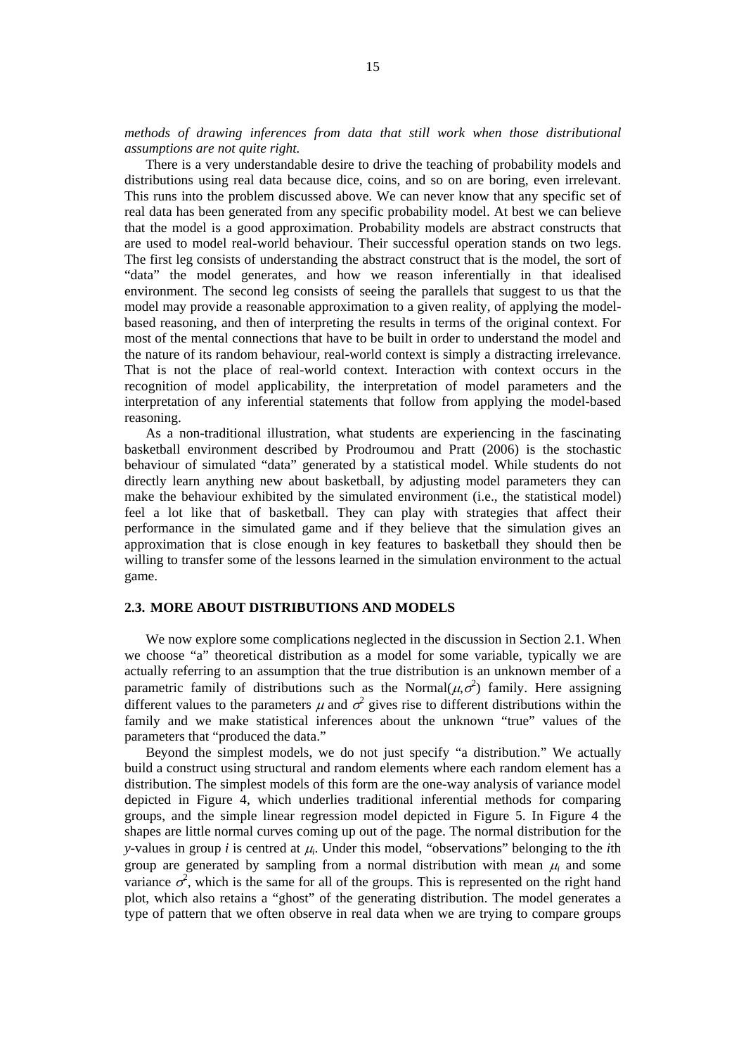*methods of drawing inferences from data that still work when those distributional assumptions are not quite right.*

There is a very understandable desire to drive the teaching of probability models and distributions using real data because dice, coins, and so on are boring, even irrelevant. This runs into the problem discussed above. We can never know that any specific set of real data has been generated from any specific probability model. At best we can believe that the model is a good approximation. Probability models are abstract constructs that are used to model real-world behaviour. Their successful operation stands on two legs. The first leg consists of understanding the abstract construct that is the model, the sort of "data" the model generates, and how we reason inferentially in that idealised environment. The second leg consists of seeing the parallels that suggest to us that the model may provide a reasonable approximation to a given reality, of applying the model-based reasoning, and then of interpreting the results in terms of the original context. For most of the mental connections that have to be built in order to understand the model and the nature of its random behaviour, real-world context is simply a distracting irrelevance. That is not the place of real-world context. Interaction with context occurs in the recognition of model applicability, the interpretation of model parameters and the interpretation of any inferential statements that follow from applying the model-based reasoning.

As a non-traditional illustration, what students are experiencing in the fascinating basketball environment described by Prodroumou and Pratt (2006) is the stochastic behaviour of simulated "data" generated by a statistical model. While students do not directly learn anything new about basketball, by adjusting model parameters they can make the behaviour exhibited by the simulated environment (i.e., the statistical model) feel a lot like that of basketball. They can play with strategies that affect their performance in the simulated game and if they believe that the simulation gives an approximation that is close enough in key features to basketball they should then be willing to transfer some of the lessons learned in the simulation environment to the actual game.

### 2.3. MORE ABOUT DISTRIBUTIONS AND MODELS

We now explore some complications neglected in the discussion in Section 2.1. When we choose "a" theoretical distribution as a model for some variable, typically we are actually referring to an assumption that the true distribution is an unknown member of a parametric family of distributions such as the Normal($\mu$,$\sigma^2$) family. Here assigning different values to the parameters $\mu$ and $\sigma^2$ gives rise to different distributions within the family and we make statistical inferences about the unknown "true" values of the parameters that "produced the data."

Beyond the simplest models, we do not just specify "a distribution." We actually build a construct using structural and random elements where each random element has a distribution. The simplest models of this form are the one-way analysis of variance model depicted in Figure 4, which underlies traditional inferential methods for comparing groups, and the simple linear regression model depicted in Figure 5. In Figure 4 the shapes are little normal curves coming up out of the page. The normal distribution for the *y*-values in group *i* is centred at $\mu_i$. Under this model, "observations" belonging to the *i*th group are generated by sampling from a normal distribution with mean $\mu_i$ and some variance $\sigma^2$, which is the same for all of the groups. This is represented on the right hand plot, which also retains a "ghost" of the generating distribution. The model generates a type of pattern that we often observe in real data when we are trying to compare groups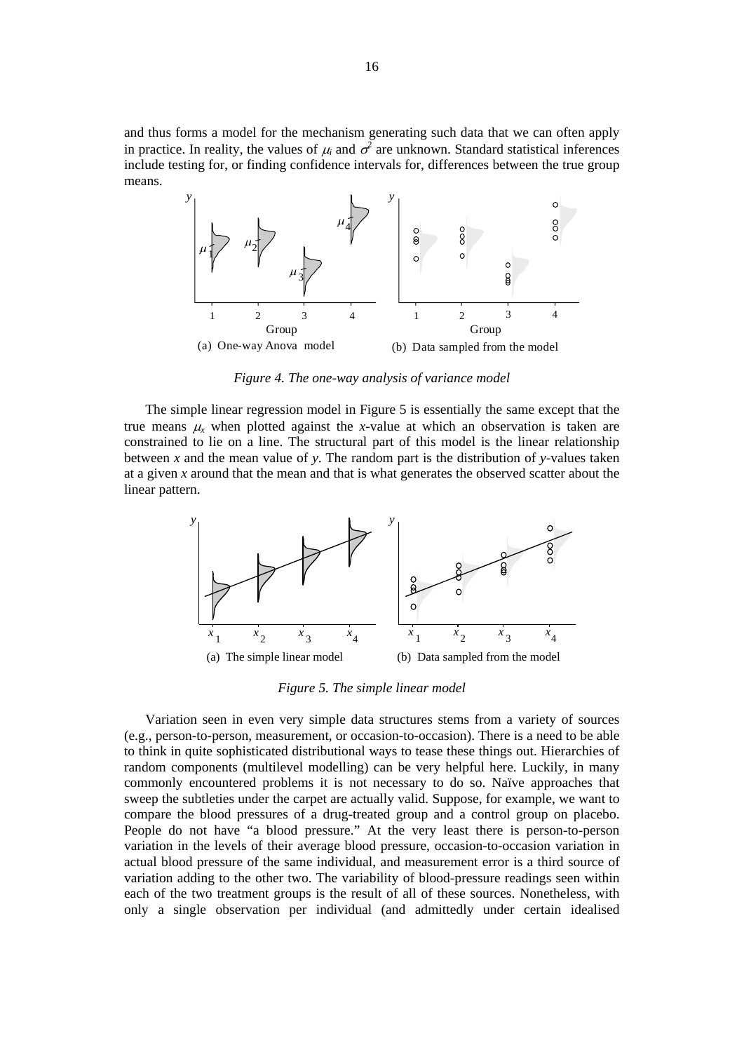and thus forms a model for the mechanism generating such data that we can often apply in practice. In reality, the values of $\mu_i$ and $\sigma^2$ are unknown. Standard statistical inferences include testing for, or finding confidence intervals for, differences between the true group means.

*Figure 4. The one-way analysis of variance model*

The simple linear regression model in Figure 5 is essentially the same except that the true means $\mu_x$ when plotted against the *x*-value at which an observation is taken are constrained to lie on a line. The structural part of this model is the linear relationship between *x* and the mean value of *y*. The random part is the distribution of *y*-values taken at a given *x* around that the mean and that is what generates the observed scatter about the linear pattern.

*Figure 5. The simple linear model*

Variation seen in even very simple data structures stems from a variety of sources (e.g., person-to-person, measurement, or occasion-to-occasion). There is a need to be able to think in quite sophisticated distributional ways to tease these things out. Hierarchies of random components (multilevel modelling) can be very helpful here. Luckily, in many commonly encountered problems it is not necessary to do so. Naïve approaches that sweep the subtleties under the carpet are actually valid. Suppose, for example, we want to compare the blood pressures of a drug-treated group and a control group on placebo. People do not have "a blood pressure." At the very least there is person-to-person variation in the levels of their average blood pressure, occasion-to-occasion variation in actual blood pressure of the same individual, and measurement error is a third source of variation adding to the other two. The variability of blood-pressure readings seen within each of the two treatment groups is the result of all of these sources. Nonetheless, with only a single observation per individual (and admittedly under certain idealised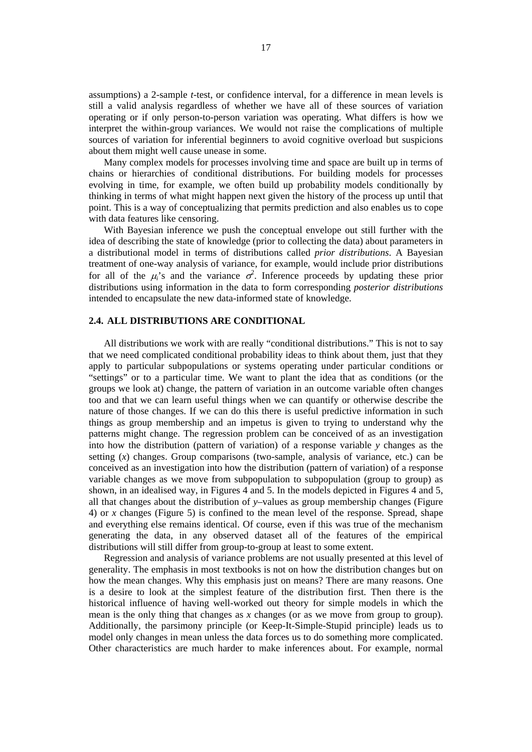assumptions) a 2-sample *t*-test, or confidence interval, for a difference in mean levels is still a valid analysis regardless of whether we have all of these sources of variation operating or if only person-to-person variation was operating. What differs is how we interpret the within-group variances. We would not raise the complications of multiple sources of variation for inferential beginners to avoid cognitive overload but suspicions about them might well cause unease in some.

Many complex models for processes involving time and space are built up in terms of chains or hierarchies of conditional distributions. For building models for processes evolving in time, for example, we often build up probability models conditionally by thinking in terms of what might happen next given the history of the process up until that point. This is a way of conceptualizing that permits prediction and also enables us to cope with data features like censoring.

With Bayesian inference we push the conceptual envelope out still further with the idea of describing the state of knowledge (prior to collecting the data) about parameters in a distributional model in terms of distributions called *prior distributions*. A Bayesian treatment of one-way analysis of variance, for example, would include prior distributions for all of the $\mu_i$'s and the variance $\sigma^2$. Inference proceeds by updating these prior distributions using information in the data to form corresponding *posterior distributions* intended to encapsulate the new data-informed state of knowledge.

## 2.4. ALL DISTRIBUTIONS ARE CONDITIONAL

All distributions we work with are really "conditional distributions." This is not to say that we need complicated conditional probability ideas to think about them, just that they apply to particular subpopulations or systems operating under particular conditions or "settings" or to a particular time. We want to plant the idea that as conditions (or the groups we look at) change, the pattern of variation in an outcome variable often changes too and that we can learn useful things when we can quantify or otherwise describe the nature of those changes. If we can do this there is useful predictive information in such things as group membership and an impetus is given to trying to understand why the patterns might change. The regression problem can be conceived of as an investigation into how the distribution (pattern of variation) of a response variable *y* changes as the setting (*x*) changes. Group comparisons (two-sample, analysis of variance, etc.) can be conceived as an investigation into how the distribution (pattern of variation) of a response variable changes as we move from subpopulation to subpopulation (group to group) as shown, in an idealised way, in Figures 4 and 5. In the models depicted in Figures 4 and 5, all that changes about the distribution of *y*–values as group membership changes (Figure 4) or *x* changes (Figure 5) is confined to the mean level of the response. Spread, shape and everything else remains identical. Of course, even if this was true of the mechanism generating the data, in any observed dataset all of the features of the empirical distributions will still differ from group-to-group at least to some extent.

Regression and analysis of variance problems are not usually presented at this level of generality. The emphasis in most textbooks is not on how the distribution changes but on how the mean changes. Why this emphasis just on means? There are many reasons. One is a desire to look at the simplest feature of the distribution first. Then there is the historical influence of having well-worked out theory for simple models in which the mean is the only thing that changes as *x* changes (or as we move from group to group). Additionally, the parsimony principle (or Keep-It-Simple-Stupid principle) leads us to model only changes in mean unless the data forces us to do something more complicated. Other characteristics are much harder to make inferences about. For example, normal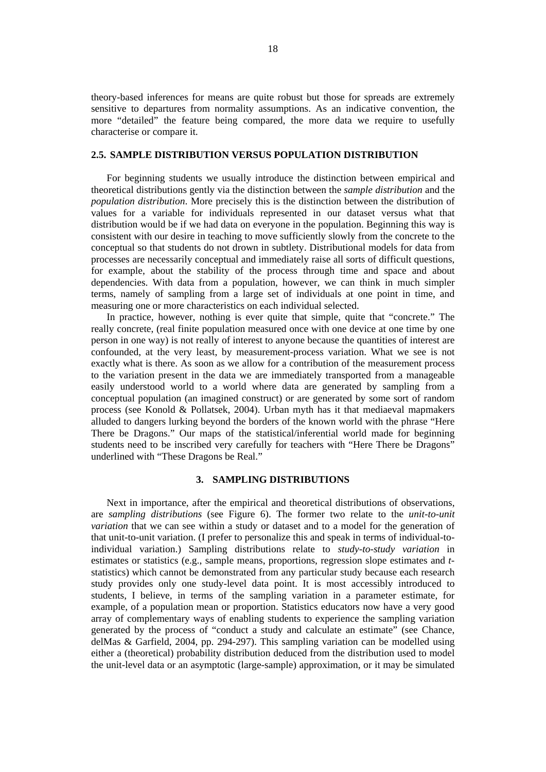theory-based inferences for means are quite robust but those for spreads are extremely sensitive to departures from normality assumptions. As an indicative convention, the more "detailed" the feature being compared, the more data we require to usefully characterise or compare it.

### 2.5. SAMPLE DISTRIBUTION VERSUS POPULATION DISTRIBUTION

For beginning students we usually introduce the distinction between empirical and theoretical distributions gently via the distinction between the *sample distribution* and the *population distribution*. More precisely this is the distinction between the distribution of values for a variable for individuals represented in our dataset versus what that distribution would be if we had data on everyone in the population. Beginning this way is consistent with our desire in teaching to move sufficiently slowly from the concrete to the conceptual so that students do not drown in subtlety. Distributional models for data from processes are necessarily conceptual and immediately raise all sorts of difficult questions, for example, about the stability of the process through time and space and about dependencies. With data from a population, however, we can think in much simpler terms, namely of sampling from a large set of individuals at one point in time, and measuring one or more characteristics on each individual selected.

In practice, however, nothing is ever quite that simple, quite that "concrete." The really concrete, (real finite population measured once with one device at one time by one person in one way) is not really of interest to anyone because the quantities of interest are confounded, at the very least, by measurement-process variation. What we see is not exactly what is there. As soon as we allow for a contribution of the measurement process to the variation present in the data we are immediately transported from a manageable easily understood world to a world where data are generated by sampling from a conceptual population (an imagined construct) or are generated by some sort of random process (see Konold & Pollatsek, 2004). Urban myth has it that mediaeval mapmakers alluded to dangers lurking beyond the borders of the known world with the phrase "Here There be Dragons." Our maps of the statistical/inferential world made for beginning students need to be inscribed very carefully for teachers with "Here There be Dragons" underlined with "These Dragons be Real."

## 3. SAMPLING DISTRIBUTIONS

Next in importance, after the empirical and theoretical distributions of observations, are *sampling distributions* (see Figure 6). The former two relate to the *unit-to-unit variation* that we can see within a study or dataset and to a model for the generation of that unit-to-unit variation. (I prefer to personalize this and speak in terms of individual-to-individual variation.) Sampling distributions relate to *study-to-study variation* in estimates or statistics (e.g., sample means, proportions, regression slope estimates and *t*-statistics) which cannot be demonstrated from any particular study because each research study provides only one study-level data point. It is most accessibly introduced to students, I believe, in terms of the sampling variation in a parameter estimate, for example, of a population mean or proportion. Statistics educators now have a very good array of complementary ways of enabling students to experience the sampling variation generated by the process of "conduct a study and calculate an estimate" (see Chance, delMas & Garfield, 2004, pp. 294-297). This sampling variation can be modelled using either a (theoretical) probability distribution deduced from the distribution used to model the unit-level data or an asymptotic (large-sample) approximation, or it may be simulated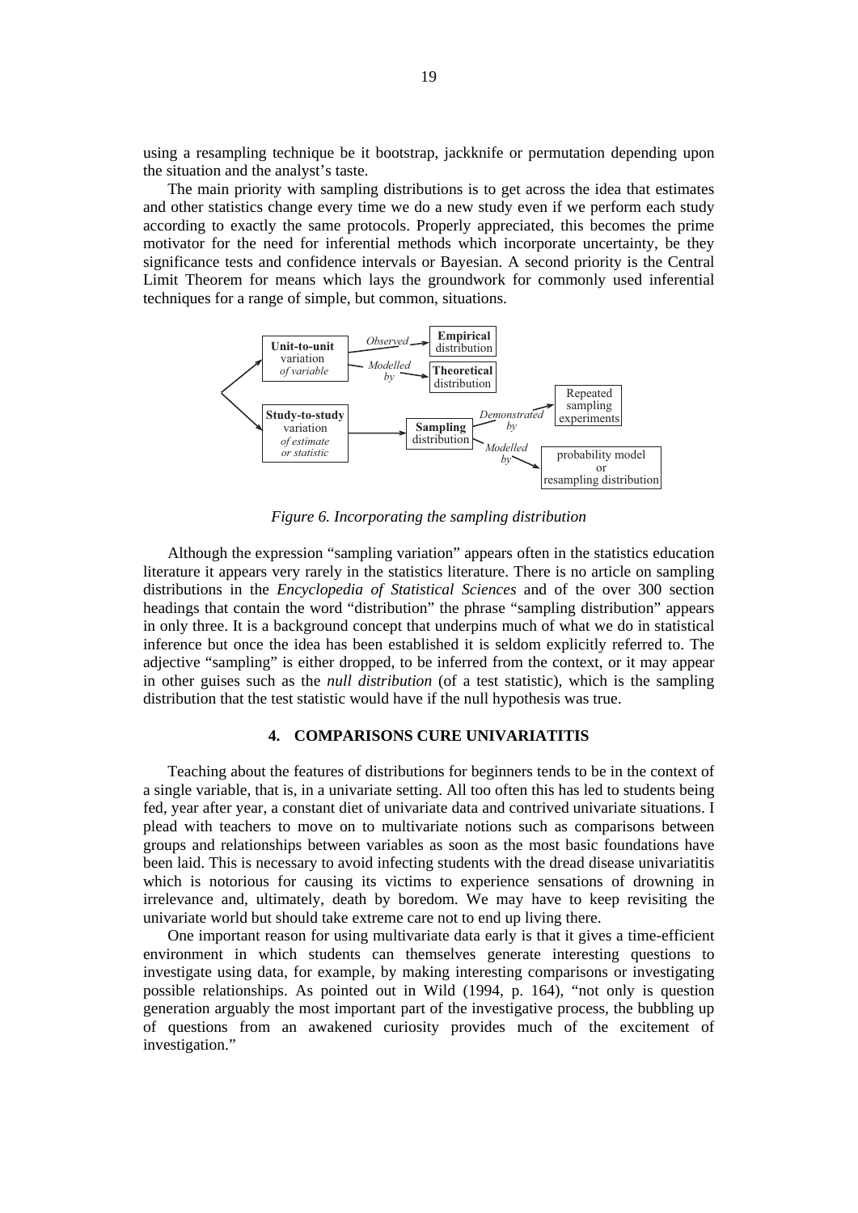using a resampling technique be it bootstrap, jackknife or permutation depending upon the situation and the analyst's taste.

The main priority with sampling distributions is to get across the idea that estimates and other statistics change every time we do a new study even if we perform each study according to exactly the same protocols. Properly appreciated, this becomes the prime motivator for the need for inferential methods which incorporate uncertainty, be they significance tests and confidence intervals or Bayesian. A second priority is the Central Limit Theorem for means which lays the groundwork for commonly used inferential techniques for a range of simple, but common, situations.

*Figure 6. Incorporating the sampling distribution*

Although the expression "sampling variation" appears often in the statistics education literature it appears very rarely in the statistics literature. There is no article on sampling distributions in the *Encyclopedia of Statistical Sciences* and of the over 300 section headings that contain the word "distribution" the phrase "sampling distribution" appears in only three. It is a background concept that underpins much of what we do in statistical inference but once the idea has been established it is seldom explicitly referred to. The adjective "sampling" is either dropped, to be inferred from the context, or it may appear in other guises such as the *null distribution* (of a test statistic), which is the sampling distribution that the test statistic would have if the null hypothesis was true.

## 4. COMPARISONS CURE UNIVARIATITIS

Teaching about the features of distributions for beginners tends to be in the context of a single variable, that is, in a univariate setting. All too often this has led to students being fed, year after year, a constant diet of univariate data and contrived univariate situations. I plead with teachers to move on to multivariate notions such as comparisons between groups and relationships between variables as soon as the most basic foundations have been laid. This is necessary to avoid infecting students with the dread disease univariatitis which is notorious for causing its victims to experience sensations of drowning in irrelevance and, ultimately, death by boredom. We may have to keep revisiting the univariate world but should take extreme care not to end up living there.

One important reason for using multivariate data early is that it gives a time-efficient environment in which students can themselves generate interesting questions to investigate using data, for example, by making interesting comparisons or investigating possible relationships. As pointed out in Wild (1994, p. 164), "not only is question generation arguably the most important part of the investigative process, the bubbling up of questions from an awakened curiosity provides much of the excitement of investigation."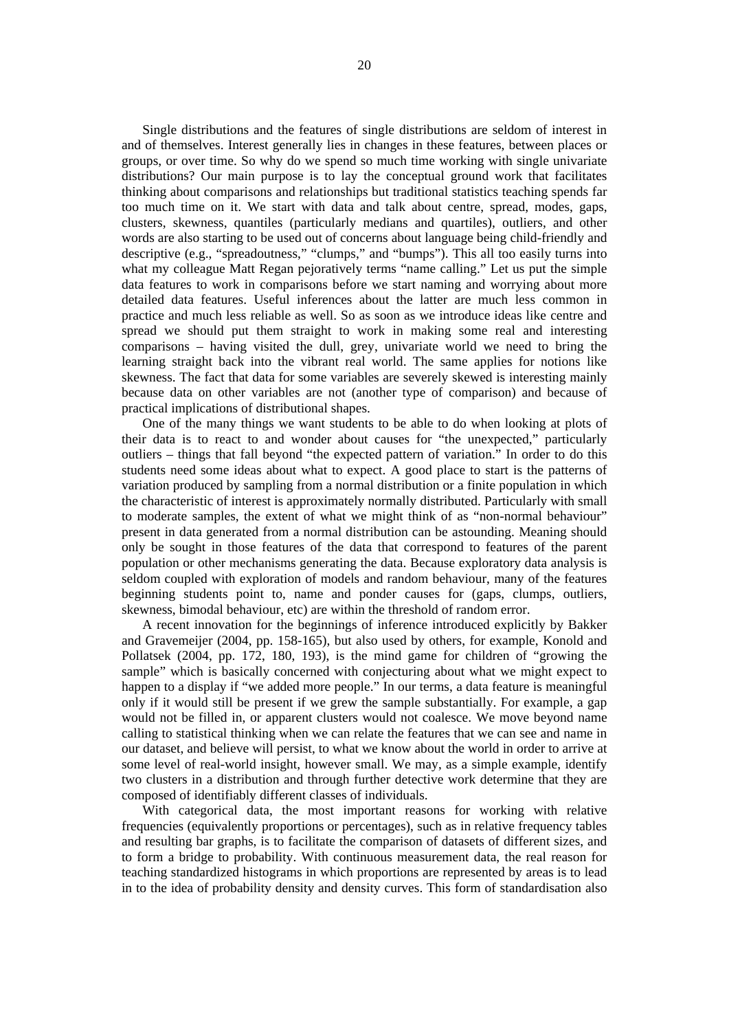Single distributions and the features of single distributions are seldom of interest in and of themselves. Interest generally lies in changes in these features, between places or groups, or over time. So why do we spend so much time working with single univariate distributions? Our main purpose is to lay the conceptual ground work that facilitates thinking about comparisons and relationships but traditional statistics teaching spends far too much time on it. We start with data and talk about centre, spread, modes, gaps, clusters, skewness, quantiles (particularly medians and quartiles), outliers, and other words are also starting to be used out of concerns about language being child-friendly and descriptive (e.g., "spreadoutness," "clumps," and "bumps"). This all too easily turns into what my colleague Matt Regan pejoratively terms "name calling." Let us put the simple data features to work in comparisons before we start naming and worrying about more detailed data features. Useful inferences about the latter are much less common in practice and much less reliable as well. So as soon as we introduce ideas like centre and spread we should put them straight to work in making some real and interesting comparisons – having visited the dull, grey, univariate world we need to bring the learning straight back into the vibrant real world. The same applies for notions like skewness. The fact that data for some variables are severely skewed is interesting mainly because data on other variables are not (another type of comparison) and because of practical implications of distributional shapes.

One of the many things we want students to be able to do when looking at plots of their data is to react to and wonder about causes for "the unexpected," particularly outliers – things that fall beyond "the expected pattern of variation." In order to do this students need some ideas about what to expect. A good place to start is the patterns of variation produced by sampling from a normal distribution or a finite population in which the characteristic of interest is approximately normally distributed. Particularly with small to moderate samples, the extent of what we might think of as "non-normal behaviour" present in data generated from a normal distribution can be astounding. Meaning should only be sought in those features of the data that correspond to features of the parent population or other mechanisms generating the data. Because exploratory data analysis is seldom coupled with exploration of models and random behaviour, many of the features beginning students point to, name and ponder causes for (gaps, clumps, outliers, skewness, bimodal behaviour, etc) are within the threshold of random error.

A recent innovation for the beginnings of inference introduced explicitly by Bakker and Gravemeijer (2004, pp. 158-165), but also used by others, for example, Konold and Pollatsek (2004, pp. 172, 180, 193), is the mind game for children of "growing the sample" which is basically concerned with conjecturing about what we might expect to happen to a display if "we added more people." In our terms, a data feature is meaningful only if it would still be present if we grew the sample substantially. For example, a gap would not be filled in, or apparent clusters would not coalesce. We move beyond name calling to statistical thinking when we can relate the features that we can see and name in our dataset, and believe will persist, to what we know about the world in order to arrive at some level of real-world insight, however small. We may, as a simple example, identify two clusters in a distribution and through further detective work determine that they are composed of identifiably different classes of individuals.

With categorical data, the most important reasons for working with relative frequencies (equivalently proportions or percentages), such as in relative frequency tables and resulting bar graphs, is to facilitate the comparison of datasets of different sizes, and to form a bridge to probability. With continuous measurement data, the real reason for teaching standardized histograms in which proportions are represented by areas is to lead in to the idea of probability density and density curves. This form of standardisation also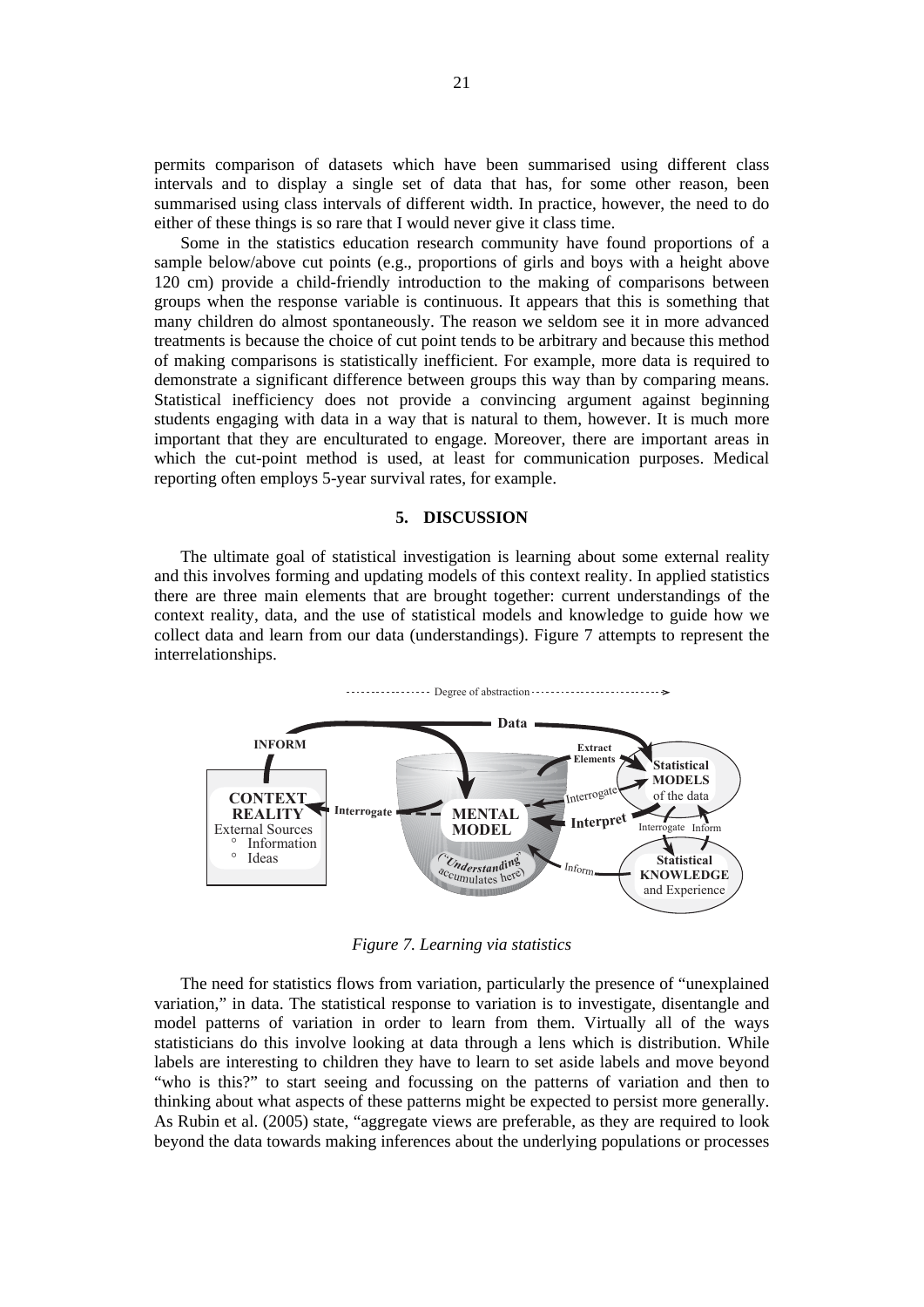permits comparison of datasets which have been summarised using different class intervals and to display a single set of data that has, for some other reason, been summarised using class intervals of different width. In practice, however, the need to do either of these things is so rare that I would never give it class time.

Some in the statistics education research community have found proportions of a sample below/above cut points (e.g., proportions of girls and boys with a height above 120 cm) provide a child-friendly introduction to the making of comparisons between groups when the response variable is continuous. It appears that this is something that many children do almost spontaneously. The reason we seldom see it in more advanced treatments is because the choice of cut point tends to be arbitrary and because this method of making comparisons is statistically inefficient. For example, more data is required to demonstrate a significant difference between groups this way than by comparing means. Statistical inefficiency does not provide a convincing argument against beginning students engaging with data in a way that is natural to them, however. It is much more important that they are enculturated to engage. Moreover, there are important areas in which the cut-point method is used, at least for communication purposes. Medical reporting often employs 5-year survival rates, for example.

## 5. DISCUSSION

The ultimate goal of statistical investigation is learning about some external reality and this involves forming and updating models of this context reality. In applied statistics there are three main elements that are brought together: current understandings of the context reality, data, and the use of statistical models and knowledge to guide how we collect data and learn from our data (understandings). Figure 7 attempts to represent the interrelationships.

*Figure 7. Learning via statistics*

The need for statistics flows from variation, particularly the presence of "unexplained variation," in data. The statistical response to variation is to investigate, disentangle and model patterns of variation in order to learn from them. Virtually all of the ways statisticians do this involve looking at data through a lens which is distribution. While labels are interesting to children they have to learn to set aside labels and move beyond "who is this?" to start seeing and focussing on the patterns of variation and then to thinking about what aspects of these patterns might be expected to persist more generally. As Rubin et al. (2005) state, "aggregate views are preferable, as they are required to look beyond the data towards making inferences about the underlying populations or processes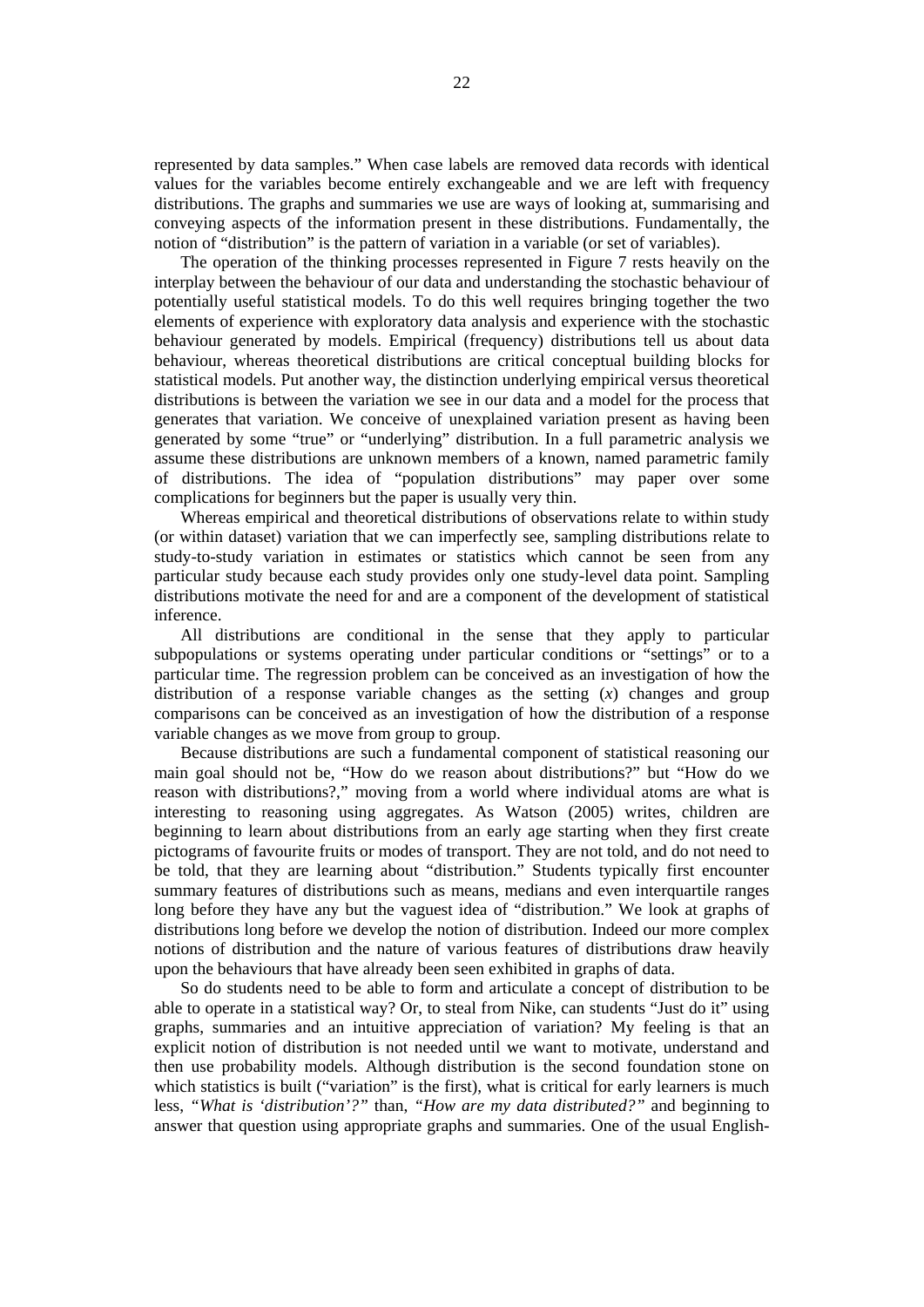represented by data samples." When case labels are removed data records with identical values for the variables become entirely exchangeable and we are left with frequency distributions. The graphs and summaries we use are ways of looking at, summarising and conveying aspects of the information present in these distributions. Fundamentally, the notion of "distribution" is the pattern of variation in a variable (or set of variables).

The operation of the thinking processes represented in Figure 7 rests heavily on the interplay between the behaviour of our data and understanding the stochastic behaviour of potentially useful statistical models. To do this well requires bringing together the two elements of experience with exploratory data analysis and experience with the stochastic behaviour generated by models. Empirical (frequency) distributions tell us about data behaviour, whereas theoretical distributions are critical conceptual building blocks for statistical models. Put another way, the distinction underlying empirical versus theoretical distributions is between the variation we see in our data and a model for the process that generates that variation. We conceive of unexplained variation present as having been generated by some "true" or "underlying" distribution. In a full parametric analysis we assume these distributions are unknown members of a known, named parametric family of distributions. The idea of "population distributions" may paper over some complications for beginners but the paper is usually very thin.

Whereas empirical and theoretical distributions of observations relate to within study (or within dataset) variation that we can imperfectly see, sampling distributions relate to study-to-study variation in estimates or statistics which cannot be seen from any particular study because each study provides only one study-level data point. Sampling distributions motivate the need for and are a component of the development of statistical inference.

All distributions are conditional in the sense that they apply to particular subpopulations or systems operating under particular conditions or "settings" or to a particular time. The regression problem can be conceived as an investigation of how the distribution of a response variable changes as the setting ($x$) changes and group comparisons can be conceived as an investigation of how the distribution of a response variable changes as we move from group to group.

Because distributions are such a fundamental component of statistical reasoning our main goal should not be, "How do we reason about distributions?" but "How do we reason with distributions?," moving from a world where individual atoms are what is interesting to reasoning using aggregates. As Watson (2005) writes, children are beginning to learn about distributions from an early age starting when they first create pictograms of favourite fruits or modes of transport. They are not told, and do not need to be told, that they are learning about "distribution." Students typically first encounter summary features of distributions such as means, medians and even interquartile ranges long before they have any but the vaguest idea of "distribution." We look at graphs of distributions long before we develop the notion of distribution. Indeed our more complex notions of distribution and the nature of various features of distributions draw heavily upon the behaviours that have already been seen exhibited in graphs of data.

So do students need to be able to form and articulate a concept of distribution to be able to operate in a statistical way? Or, to steal from Nike, can students "Just do it" using graphs, summaries and an intuitive appreciation of variation? My feeling is that an explicit notion of distribution is not needed until we want to motivate, understand and then use probability models. Although distribution is the second foundation stone on which statistics is built ("variation" is the first), what is critical for early learners is much less, *"What is 'distribution'?"* than, *"How are my data distributed?"* and beginning to answer that question using appropriate graphs and summaries. One of the usual English-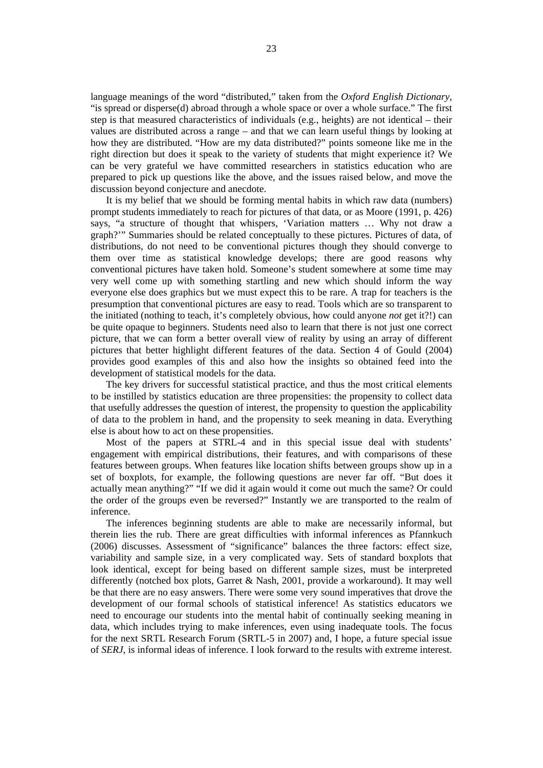language meanings of the word "distributed," taken from the *Oxford English Dictionary*, "is spread or disperse(d) abroad through a whole space or over a whole surface." The first step is that measured characteristics of individuals (e.g., heights) are not identical – their values are distributed across a range – and that we can learn useful things by looking at how they are distributed. "How are my data distributed?" points someone like me in the right direction but does it speak to the variety of students that might experience it? We can be very grateful we have committed researchers in statistics education who are prepared to pick up questions like the above, and the issues raised below, and move the discussion beyond conjecture and anecdote.

It is my belief that we should be forming mental habits in which raw data (numbers) prompt students immediately to reach for pictures of that data, or as Moore (1991, p. 426) says, "a structure of thought that whispers, 'Variation matters … Why not draw a graph?'" Summaries should be related conceptually to these pictures. Pictures of data, of distributions, do not need to be conventional pictures though they should converge to them over time as statistical knowledge develops; there are good reasons why conventional pictures have taken hold. Someone's student somewhere at some time may very well come up with something startling and new which should inform the way everyone else does graphics but we must expect this to be rare. A trap for teachers is the presumption that conventional pictures are easy to read. Tools which are so transparent to the initiated (nothing to teach, it's completely obvious, how could anyone *not* get it?!) can be quite opaque to beginners. Students need also to learn that there is not just one correct picture, that we can form a better overall view of reality by using an array of different pictures that better highlight different features of the data. Section 4 of Gould (2004) provides good examples of this and also how the insights so obtained feed into the development of statistical models for the data.

The key drivers for successful statistical practice, and thus the most critical elements to be instilled by statistics education are three propensities: the propensity to collect data that usefully addresses the question of interest, the propensity to question the applicability of data to the problem in hand, and the propensity to seek meaning in data. Everything else is about how to act on these propensities.

Most of the papers at STRL-4 and in this special issue deal with students' engagement with empirical distributions, their features, and with comparisons of these features between groups. When features like location shifts between groups show up in a set of boxplots, for example, the following questions are never far off. "But does it actually mean anything?" "If we did it again would it come out much the same? Or could the order of the groups even be reversed?" Instantly we are transported to the realm of inference.

The inferences beginning students are able to make are necessarily informal, but therein lies the rub. There are great difficulties with informal inferences as Pfannkuch (2006) discusses. Assessment of "significance" balances the three factors: effect size, variability and sample size, in a very complicated way. Sets of standard boxplots that look identical, except for being based on different sample sizes, must be interpreted differently (notched box plots, Garret & Nash, 2001, provide a workaround). It may well be that there are no easy answers. There were some very sound imperatives that drove the development of our formal schools of statistical inference! As statistics educators we need to encourage our students into the mental habit of continually seeking meaning in data, which includes trying to make inferences, even using inadequate tools. The focus for the next SRTL Research Forum (SRTL-5 in 2007) and, I hope, a future special issue of *SERJ*, is informal ideas of inference. I look forward to the results with extreme interest.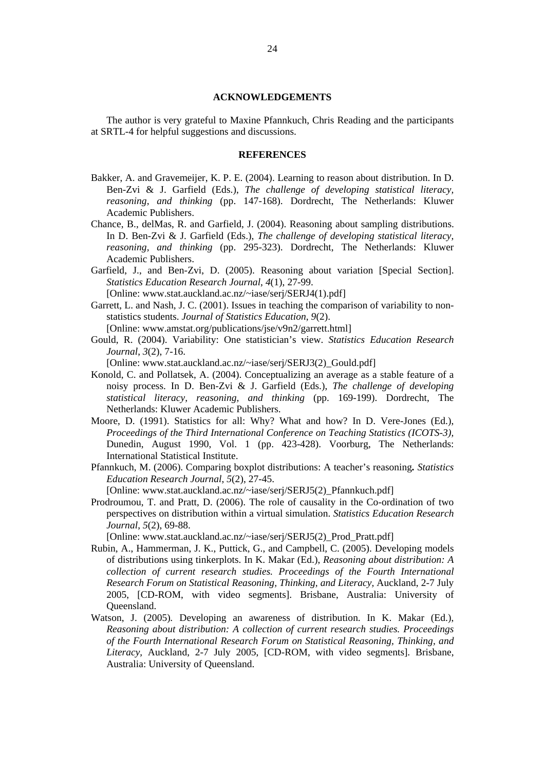## ACKNOWLEDGEMENTS

The author is very grateful to Maxine Pfannkuch, Chris Reading and the participants at SRTL-4 for helpful suggestions and discussions.

## REFERENCES

Bakker, A. and Gravemeijer, K. P. E. (2004). Learning to reason about distribution. In D. Ben-Zvi & J. Garfield (Eds.), *The challenge of developing statistical literacy, reasoning, and thinking* (pp. 147-168). Dordrecht, The Netherlands: Kluwer Academic Publishers.

Chance, B., delMas, R. and Garfield, J. (2004). Reasoning about sampling distributions. In D. Ben-Zvi & J. Garfield (Eds.), *The challenge of developing statistical literacy, reasoning, and thinking* (pp. 295-323). Dordrecht, The Netherlands: Kluwer Academic Publishers.

Garfield, J., and Ben-Zvi, D. (2005). Reasoning about variation [Special Section]. *Statistics Education Research Journal*, *4*(1), 27-99.
[Online: www.stat.auckland.ac.nz/~iase/serj/SERJ4(1).pdf]

Garrett, L. and Nash, J. C. (2001). Issues in teaching the comparison of variability to non-statistics students. *Journal of Statistics Education*, *9*(2).
[Online: www.amstat.org/publications/jse/v9n2/garrett.html]

Gould, R. (2004). Variability: One statistician's view. *Statistics Education Research Journal*, *3*(2), 7-16.
[Online: www.stat.auckland.ac.nz/~iase/serj/SERJ3(2)_Gould.pdf]

Konold, C. and Pollatsek, A. (2004). Conceptualizing an average as a stable feature of a noisy process. In D. Ben-Zvi & J. Garfield (Eds.), *The challenge of developing statistical literacy, reasoning, and thinking* (pp. 169-199). Dordrecht, The Netherlands: Kluwer Academic Publishers.

Moore, D. (1991). Statistics for all: Why? What and how? In D. Vere-Jones (Ed.), *Proceedings of the Third International Conference on Teaching Statistics (ICOTS-3)*, Dunedin, August 1990, Vol. 1 (pp. 423-428). Voorburg, The Netherlands: International Statistical Institute.

Pfannkuch, M. (2006). Comparing boxplot distributions: A teacher's reasoning**.** *Statistics Education Research Journal, 5*(2), 27-45.
[Online: www.stat.auckland.ac.nz/~iase/serj/SERJ5(2)_Pfannkuch.pdf]

Prodroumou, T. and Pratt, D. (2006). The role of causality in the Co-ordination of two perspectives on distribution within a virtual simulation. *Statistics Education Research Journal*, *5*(2), 69-88.
[Online: www.stat.auckland.ac.nz/~iase/serj/SERJ5(2)_Prod_Pratt.pdf]

Rubin, A., Hammerman, J. K., Puttick, G., and Campbell, C. (2005). Developing models of distributions using tinkerplots. In K. Makar (Ed.), *Reasoning about distribution: A collection of current research studies. Proceedings of the Fourth International Research Forum on Statistical Reasoning, Thinking, and Literacy,* Auckland, 2-7 July 2005, [CD-ROM, with video segments]. Brisbane, Australia: University of Queensland.

Watson, J. (2005). Developing an awareness of distribution. In K. Makar (Ed.), *Reasoning about distribution: A collection of current research studies. Proceedings of the Fourth International Research Forum on Statistical Reasoning, Thinking, and Literacy,* Auckland, 2-7 July 2005, [CD-ROM, with video segments]. Brisbane, Australia: University of Queensland.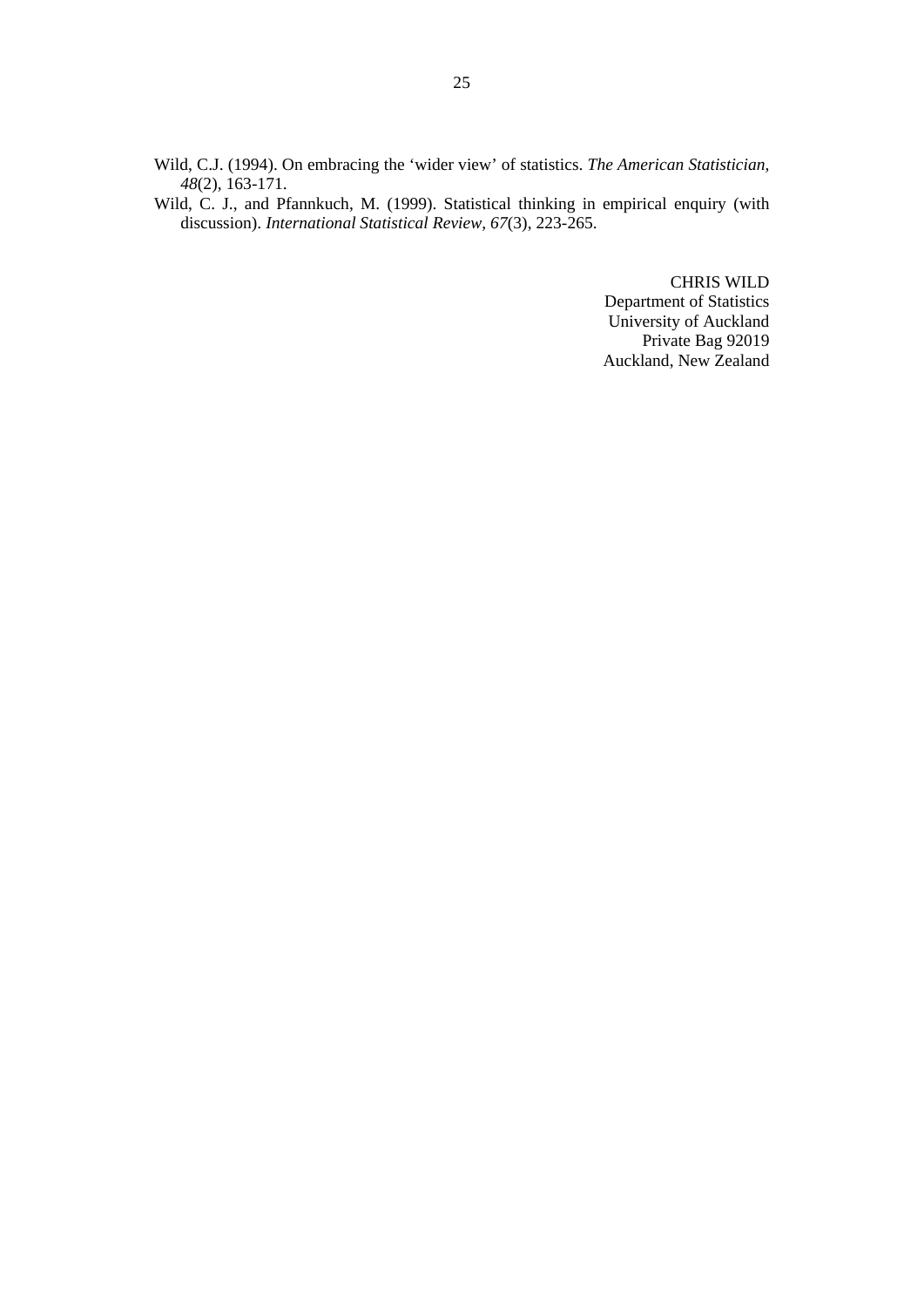Wild, C.J. (1994). On embracing the 'wider view' of statistics. *The American Statistician*, *48*(2), 163-171.

Wild, C. J., and Pfannkuch, M. (1999). Statistical thinking in empirical enquiry (with discussion). *International Statistical Review*, *67*(3), 223-265.

CHRIS WILD
Department of Statistics
University of Auckland
Private Bag 92019
Auckland, New Zealand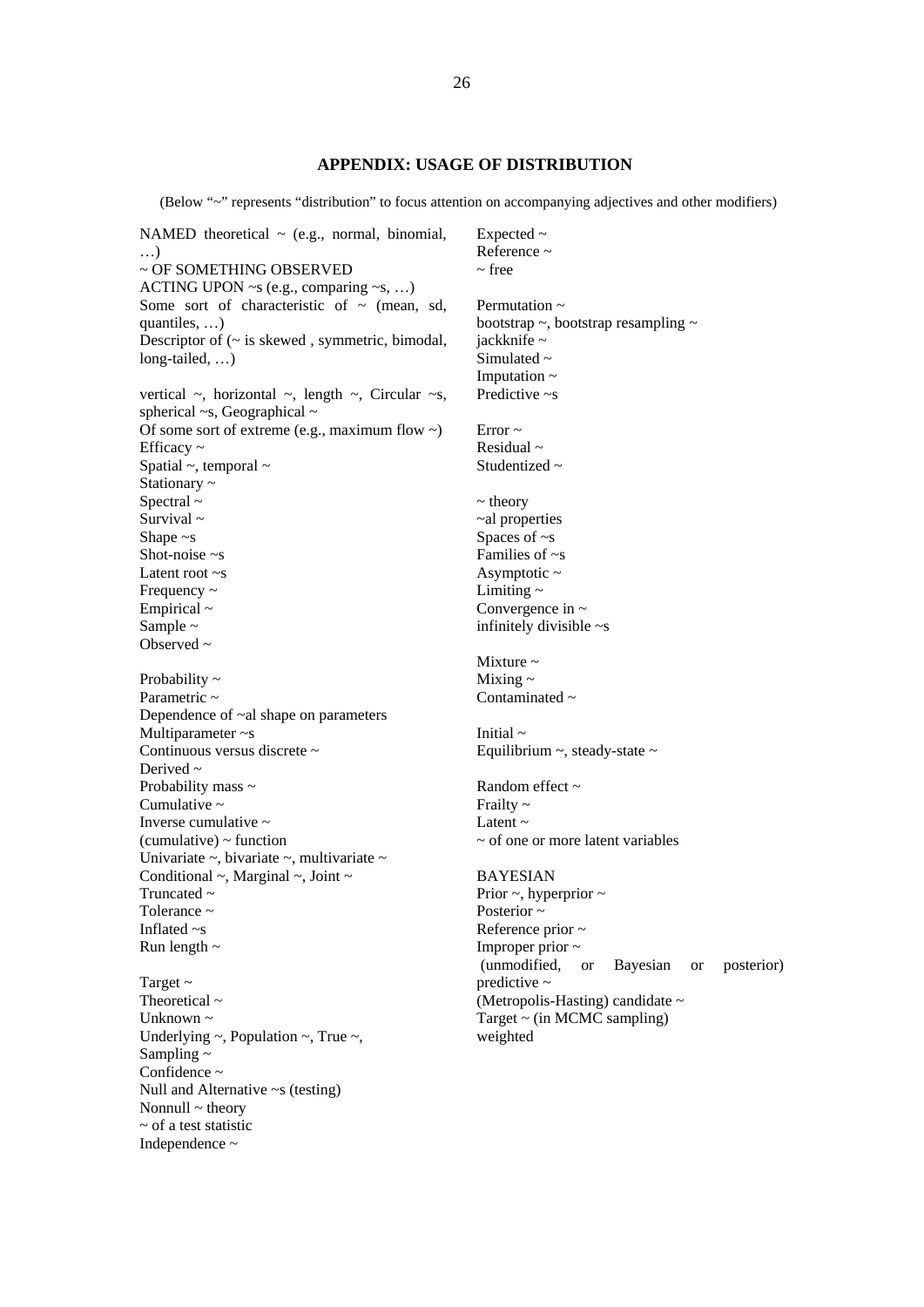## APPENDIX: USAGE OF DISTRIBUTION

(Below "~" represents "distribution" to focus attention on accompanying adjectives and other modifiers)

NAMED theoretical ~ (e.g., normal, binomial, …)
~ OF SOMETHING OBSERVED
ACTING UPON ~s (e.g., comparing ~s, …)
Some sort of characteristic of ~ (mean, sd, quantiles, …)
Descriptor of (~ is skewed , symmetric, bimodal, long-tailed, …)

vertical ~, horizontal ~, length ~, Circular ~s, spherical ~s, Geographical ~
Of some sort of extreme (e.g., maximum flow ~)
Efficacy ~
Spatial ~, temporal ~
Stationary ~
Spectral ~
Survival ~
Shape ~s
Shot-noise ~s
Latent root ~s
Frequency ~
Empirical ~
Sample ~
Observed ~

Probability ~
Parametric ~
Dependence of ~al shape on parameters
Multiparameter ~s
Continuous versus discrete ~
Derived ~
Probability mass ~
Cumulative ~
Inverse cumulative ~
(cumulative) ~ function
Univariate ~, bivariate ~, multivariate ~
Conditional ~, Marginal ~, Joint ~
Truncated ~
Tolerance ~
Inflated ~s
Run length ~

Target ~
Theoretical ~
Unknown ~
Underlying ~, Population ~, True ~,
Sampling ~
Confidence ~
Null and Alternative ~s (testing)
Nonnull ~ theory
~ of a test statistic
Independence ~

Expected ~
Reference ~
~ free

Permutation ~
bootstrap ~, bootstrap resampling ~
jackknife ~
Simulated ~
Imputation ~
Predictive ~s

Error ~
Residual ~
Studentized ~

~ theory
~al properties
Spaces of ~s
Families of ~s
Asymptotic ~
Limiting ~
Convergence in ~
infinitely divisible ~s

Mixture ~
Mixing ~
Contaminated ~

Initial ~
Equilibrium ~, steady-state ~

Random effect ~
Frailty ~
Latent ~
~ of one or more latent variables

BAYESIAN
Prior ~, hyperprior ~
Posterior ~
Reference prior ~
Improper prior ~
(unmodified, or Bayesian or posterior) predictive ~
(Metropolis-Hasting) candidate ~
Target ~ (in MCMC sampling)
weighted